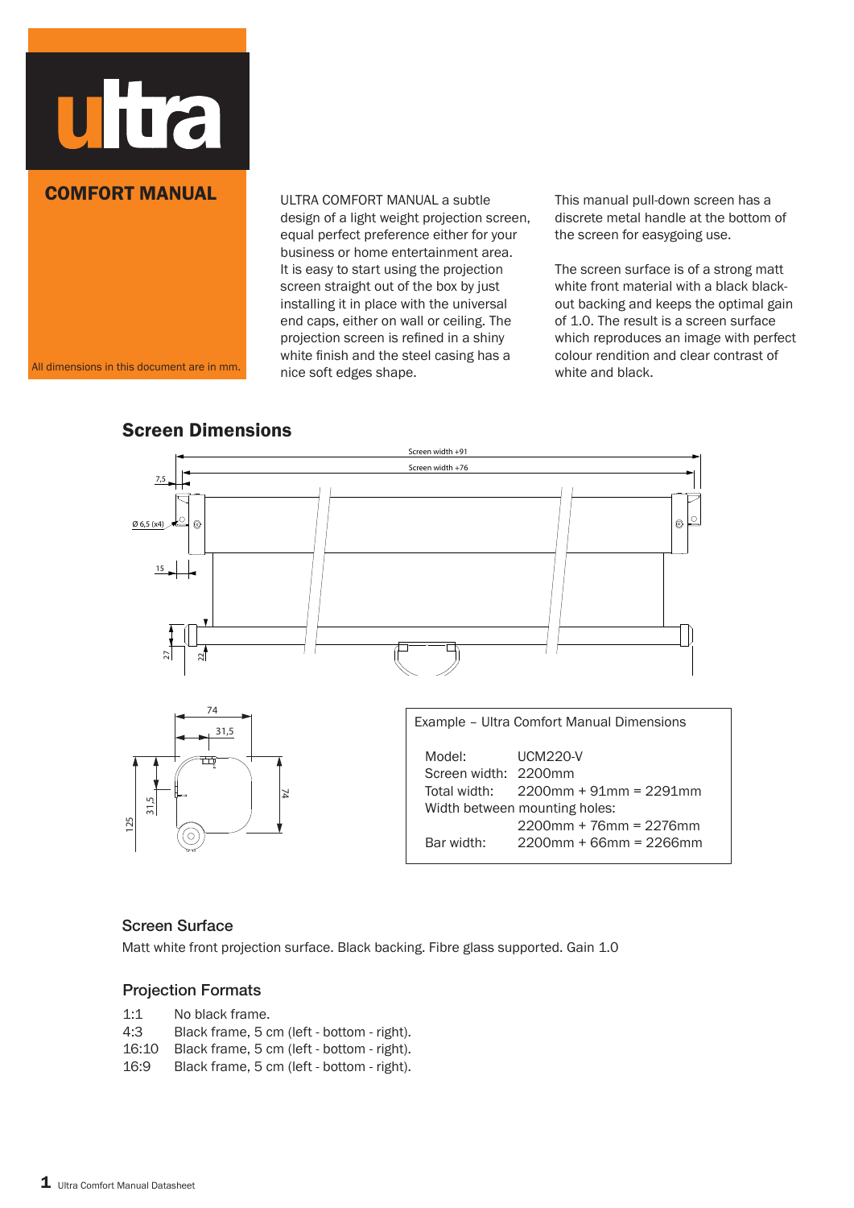# ultra

## COMFORT MANUAL

All dimensions in this document are in mm.

ULTRA COMFORT MANUAL a subtle design of a light weight projection screen, equal perfect preference either for your business or home entertainment area. It is easy to start using the projection screen straight out of the box by just installing it in place with the universal end caps, either on wall or ceiling. The projection screen is refined in a shiny white finish and the steel casing has a nice soft edges shape.

This manual pull-down screen has a discrete metal handle at the bottom of the screen for easygoing use.

The screen surface is of a strong matt white front material with a black black-out backing and keeps the optimal gain of 1.0. The result is a screen surface which reproduces an image with perfect colour rendition and clear contrast of white and black.

## Screen Dimensions

Screen width +91

Screen width +76

7,5

Ø 6,5 (x4)

15

27

22

74

31,5

125

31,5

74

Example – Ultra Comfort Manual Dimensions

| | |
|---|---|
| Model: | UCM220-V |
| Screen width: | 2200mm |
| Total width: | 2200mm + 91mm = 2291mm |
| Width between mounting holes: | 2200mm + 76mm = 2276mm |
| Bar width: | 2200mm + 66mm = 2266mm |

### Screen Surface

Matt white front projection surface. Black backing. Fibre glass supported. Gain 1.0

### Projection Formats

| | |
|---|---|
| 1:1 | No black frame. |
| 4:3 | Black frame, 5 cm (left - bottom - right). |
| 16:10 | Black frame, 5 cm (left - bottom - right). |
| 16:9 | Black frame, 5 cm (left - bottom - right). |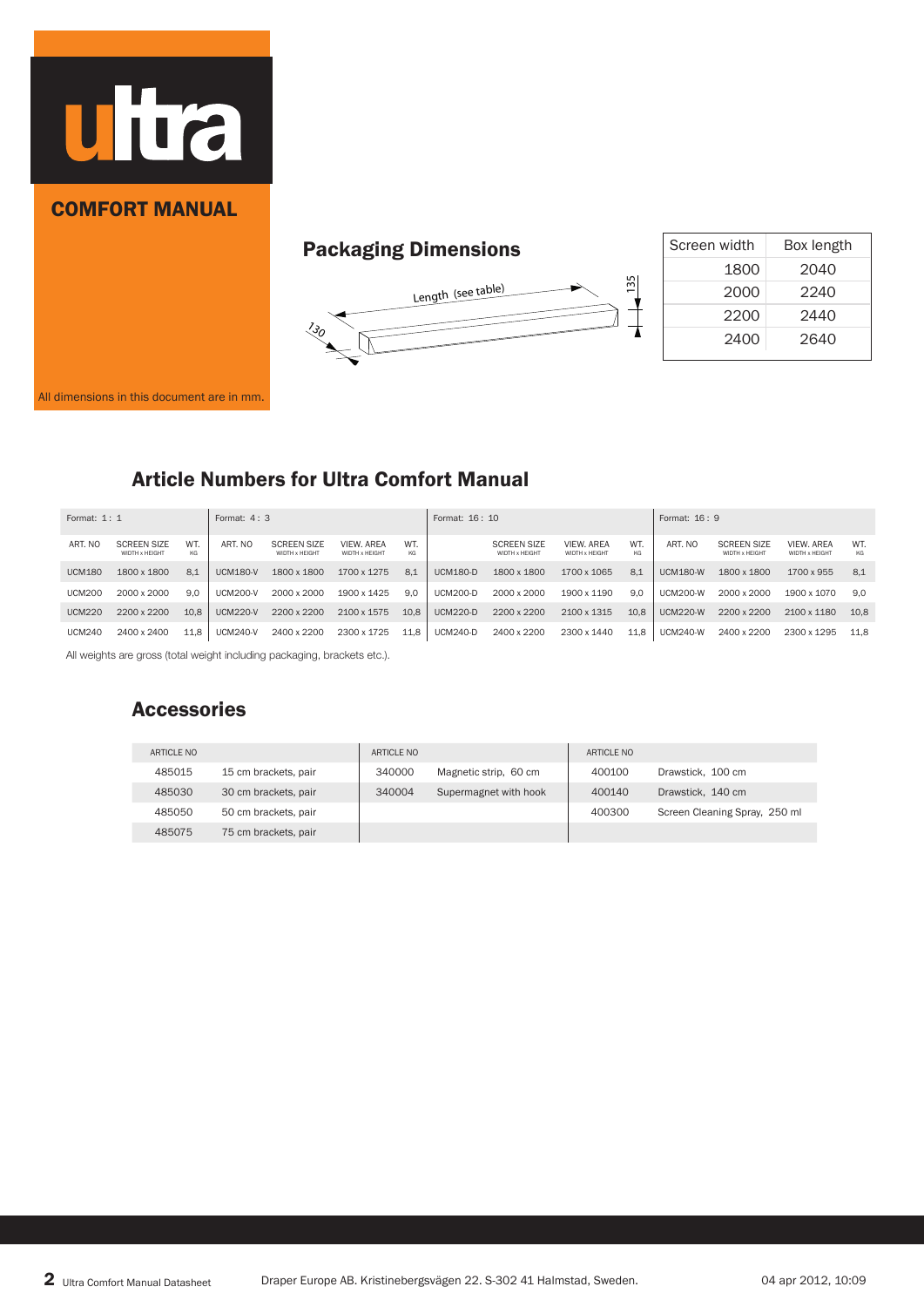# ultra

**COMFORT MANUAL**

All dimensions in this document are in mm.

## Packaging Dimensions

Length (see table)

130

135

| Screen width | Box length |
|---|---|
| 1800 | 2040 |
| 2000 | 2240 |
| 2200 | 2440 |
| 2400 | 2640 |

## Article Numbers for Ultra Comfort Manual

| Format: 1 : 1 | | | Format: 4 : 3 | | | | Format: 16 : 10 | | | | Format: 16 : 9 | | | |
|---|---|---|---|---|---|---|---|---|---|---|---|---|---|---|
| ART. NO | SCREEN SIZE WIDTH x HEIGHT | WT. KG | ART. NO | SCREEN SIZE WIDTH x HEIGHT | VIEW. AREA WIDTH x HEIGHT | WT. KG | | SCREEN SIZE WIDTH x HEIGHT | VIEW. AREA WIDTH x HEIGHT | WT. KG | ART. NO | SCREEN SIZE WIDTH x HEIGHT | VIEW. AREA WIDTH x HEIGHT | WT. KG |
| UCM180 | 1800 x 1800 | 8,1 | UCM180-V | 1800 x 1800 | 1700 x 1275 | 8,1 | UCM180-D | 1800 x 1800 | 1700 x 1065 | 8,1 | UCM180-W | 1800 x 1800 | 1700 x 955 | 8,1 |
| UCM200 | 2000 x 2000 | 9,0 | UCM200-V | 2000 x 2000 | 1900 x 1425 | 9,0 | UCM200-D | 2000 x 2000 | 1900 x 1190 | 9,0 | UCM200-W | 2000 x 2000 | 1900 x 1070 | 9,0 |
| UCM220 | 2200 x 2200 | 10,8 | UCM220-V | 2200 x 2200 | 2100 x 1575 | 10,8 | UCM220-D | 2200 x 2200 | 2100 x 1315 | 10,8 | UCM220-W | 2200 x 2200 | 2100 x 1180 | 10,8 |
| UCM240 | 2400 x 2400 | 11,8 | UCM240-V | 2400 x 2200 | 2300 x 1725 | 11,8 | UCM240-D | 2400 x 2200 | 2300 x 1440 | 11,8 | UCM240-W | 2400 x 2200 | 2300 x 1295 | 11,8 |

All weights are gross (total weight including packaging, brackets etc.).

## Accessories

| ARTICLE NO | | ARTICLE NO | | ARTICLE NO | |
|---|---|---|---|---|---|
| 485015 | 15 cm brackets, pair | 340000 | Magnetic strip, 60 cm | 400100 | Drawstick, 100 cm |
| 485030 | 30 cm brackets, pair | 340004 | Supermagnet with hook | 400140 | Drawstick, 140 cm |
| 485050 | 50 cm brackets, pair | | | 400300 | Screen Cleaning Spray, 250 ml |
| 485075 | 75 cm brackets, pair | | | | |

Ultra Comfort Manual Datasheet

Draper Europe AB. Kristinebergsvägen 22. S-302 41 Halmstad, Sweden.

04 apr 2012, 10:09